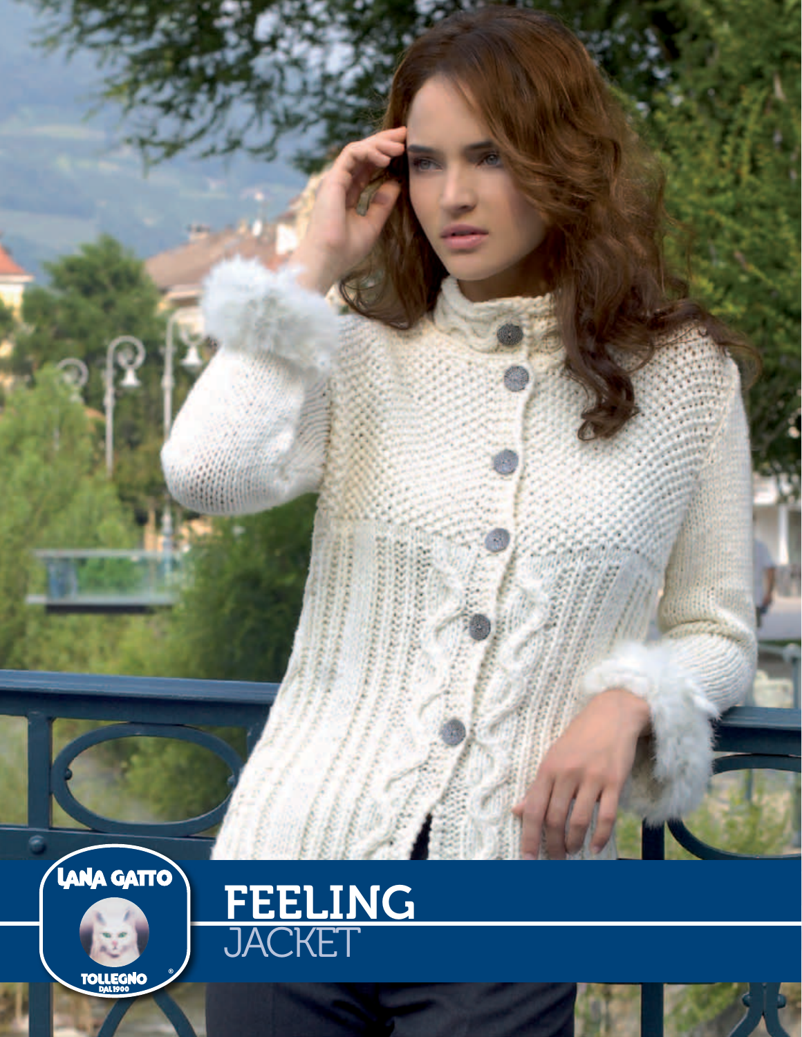LANA GATTO

TOLLEGNO DAL 1900

# FEELING
## JACKET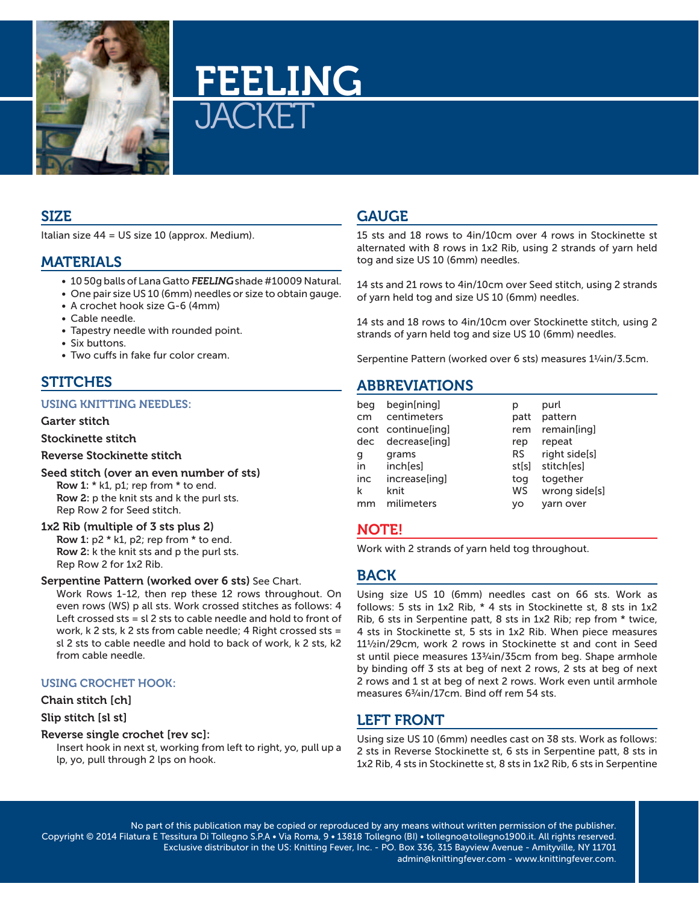# FEELING JACKET

## SIZE

Italian size 44 = US size 10 (approx. Medium).

## MATERIALS

- 10 50g balls of Lana Gatto ***FEELING*** shade #10009 Natural.
- One pair size US 10 (6mm) needles or size to obtain gauge.
- A crochet hook size G-6 (4mm)
- Cable needle.
- Tapestry needle with rounded point.
- Six buttons.
- Two cuffs in fake fur color cream.

## STITCHES

### USING KNITTING NEEDLES:

**Garter stitch**

**Stockinette stitch**

**Reverse Stockinette stitch**

**Seed stitch (over an even number of sts)**
**Row 1:** * k1, p1; rep from * to end.
**Row 2:** p the knit sts and k the purl sts.
Rep Row 2 for Seed stitch.

**1x2 Rib (multiple of 3 sts plus 2)**
**Row 1:** p2 * k1, p2; rep from * to end.
**Row 2:** k the knit sts and p the purl sts.
Rep Row 2 for 1x2 Rib.

**Serpentine Pattern (worked over 6 sts)** See Chart.
Work Rows 1-12, then rep these 12 rows throughout. On even rows (WS) p all sts. Work crossed stitches as follows: 4 Left crossed sts = sl 2 sts to cable needle and hold to front of work, k 2 sts, k 2 sts from cable needle; 4 Right crossed sts = sl 2 sts to cable needle and hold to back of work, k 2 sts, k2 from cable needle.

### USING CROCHET HOOK:

**Chain stitch [ch]**

**Slip stitch [sl st]**

**Reverse single crochet [rev sc]:**
Insert hook in next st, working from left to right, yo, pull up a lp, yo, pull through 2 lps on hook.

## GAUGE

15 sts and 18 rows to 4in/10cm over 4 rows in Stockinette st alternated with 8 rows in 1x2 Rib, using 2 strands of yarn held tog and size US 10 (6mm) needles.

14 sts and 21 rows to 4in/10cm over Seed stitch, using 2 strands of yarn held tog and size US 10 (6mm) needles.

14 sts and 18 rows to 4in/10cm over Stockinette stitch, using 2 strands of yarn held tog and size US 10 (6mm) needles.

Serpentine Pattern (worked over 6 sts) measures 1¼in/3.5cm.

## ABBREVIATIONS

| | | | |
|---|---|---|---|
| beg | begin[ning] | p | purl |
| cm | centimeters | patt | pattern |
| cont | continue[ing] | rem | remain[ing] |
| dec | decrease[ing] | rep | repeat |
| g | grams | RS | right side[s] |
| in | inch[es] | st[s] | stitch[es] |
| inc | increase[ing] | tog | together |
| k | knit | WS | wrong side[s] |
| mm | milimeters | yo | yarn over |

## NOTE!

Work with 2 strands of yarn held tog throughout.

## BACK

Using size US 10 (6mm) needles cast on 66 sts. Work as follows: 5 sts in 1x2 Rib, * 4 sts in Stockinette st, 8 sts in 1x2 Rib, 6 sts in Serpentine patt, 8 sts in 1x2 Rib; rep from * twice, 4 sts in Stockinette st, 5 sts in 1x2 Rib. When piece measures 11½in/29cm, work 2 rows in Stockinette st and cont in Seed st until piece measures 13¾in/35cm from beg. Shape armhole by binding off 3 sts at beg of next 2 rows, 2 sts at beg of next 2 rows and 1 st at beg of next 2 rows. Work even until armhole measures 6¾in/17cm. Bind off rem 54 sts.

## LEFT FRONT

Using size US 10 (6mm) needles cast on 38 sts. Work as follows: 2 sts in Reverse Stockinette st, 6 sts in Serpentine patt, 8 sts in 1x2 Rib, 4 sts in Stockinette st, 8 sts in 1x2 Rib, 6 sts in Serpentine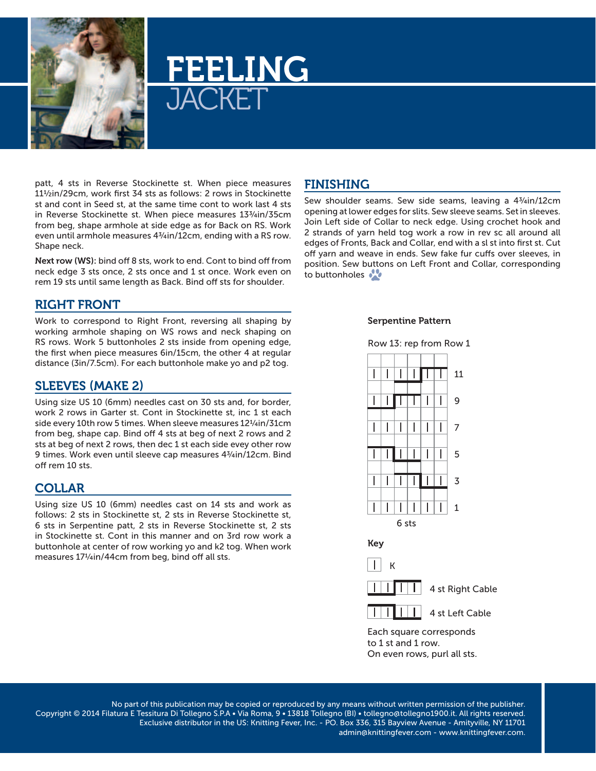# FEELING JACKET

patt, 4 sts in Reverse Stockinette st. When piece measures 11½in/29cm, work first 34 sts as follows: 2 rows in Stockinette st and cont in Seed st, at the same time cont to work last 4 sts in Reverse Stockinette st. When piece measures 13¾in/35cm from beg, shape armhole at side edge as for Back on RS. Work even until armhole measures 4¾in/12cm, ending with a RS row. Shape neck.

**Next row (WS):** bind off 8 sts, work to end. Cont to bind off from neck edge 3 sts once, 2 sts once and 1 st once. Work even on rem 19 sts until same length as Back. Bind off sts for shoulder.

## RIGHT FRONT

Work to correspond to Right Front, reversing all shaping by working armhole shaping on WS rows and neck shaping on RS rows. Work 5 buttonholes 2 sts inside from opening edge, the first when piece measures 6in/15cm, the other 4 at regular distance (3in/7.5cm). For each buttonhole make yo and p2 tog.

## SLEEVES (MAKE 2)

Using size US 10 (6mm) needles cast on 30 sts and, for border, work 2 rows in Garter st. Cont in Stockinette st, inc 1 st each side every 10th row 5 times. When sleeve measures 12¼in/31cm from beg, shape cap. Bind off 4 sts at beg of next 2 rows and 2 sts at beg of next 2 rows, then dec 1 st each side evey other row 9 times. Work even until sleeve cap measures 4¾in/12cm. Bind off rem 10 sts.

## COLLAR

Using size US 10 (6mm) needles cast on 14 sts and work as follows: 2 sts in Stockinette st, 2 sts in Reverse Stockinette st, 6 sts in Serpentine patt, 2 sts in Reverse Stockinette st, 2 sts in Stockinette st. Cont in this manner and on 3rd row work a buttonhole at center of row working yo and k2 tog. When work measures 17¼in/44cm from beg, bind off all sts.

## FINISHING

Sew shoulder seams. Sew side seams, leaving a 4¾in/12cm opening at lower edges for slits. Sew sleeve seams. Set in sleeves. Join Left side of Collar to neck edge. Using crochet hook and 2 strands of yarn held tog work a row in rev sc all around all edges of Fronts, Back and Collar, end with a sl st into first st. Cut off yarn and weave in ends. Sew fake fur cuffs over sleeves, in position. Sew buttons on Left Front and Collar, corresponding to buttonholes

**Serpentine Pattern**

Row 13: rep from Row 1

11
9
7
5
3
1

6 sts

**Key**

K

4 st Right Cable

4 st Left Cable

Each square corresponds to 1 st and 1 row.
On even rows, purl all sts.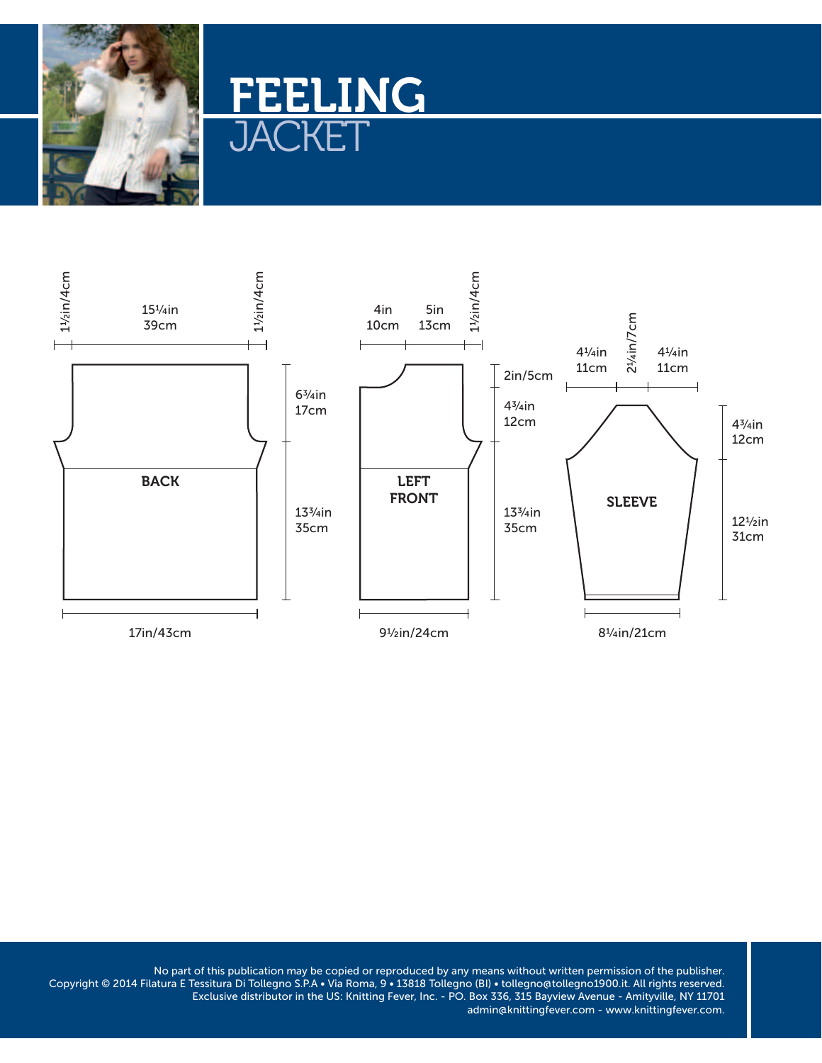# FEELING JACKET

BACK

1½in/4cm

15¼in
39cm

1½in/4cm

6¾in
17cm

13¾in
35cm

17in/43cm

LEFT FRONT

4in
10cm

5in
13cm

1½in/4cm

2in/5cm

4¾in
12cm

13¾in
35cm

9½in/24cm

SLEEVE

4¼in
11cm

2¼in/7cm

4¼in
11cm

4¾in
12cm

12½in
31cm

8¼in/21cm

No part of this publication may be copied or reproduced by any means without written permission of the publisher.
Copyright © 2014 Filatura E Tessitura Di Tollegno S.P.A • Via Roma, 9 • 13818 Tollegno (BI) • tollegno@tollegno1900.it. All rights reserved.
Exclusive distributor in the US: Knitting Fever, Inc. - PO. Box 336, 315 Bayview Avenue - Amityville, NY 11701
admin@knittingfever.com - www.knittingfever.com.